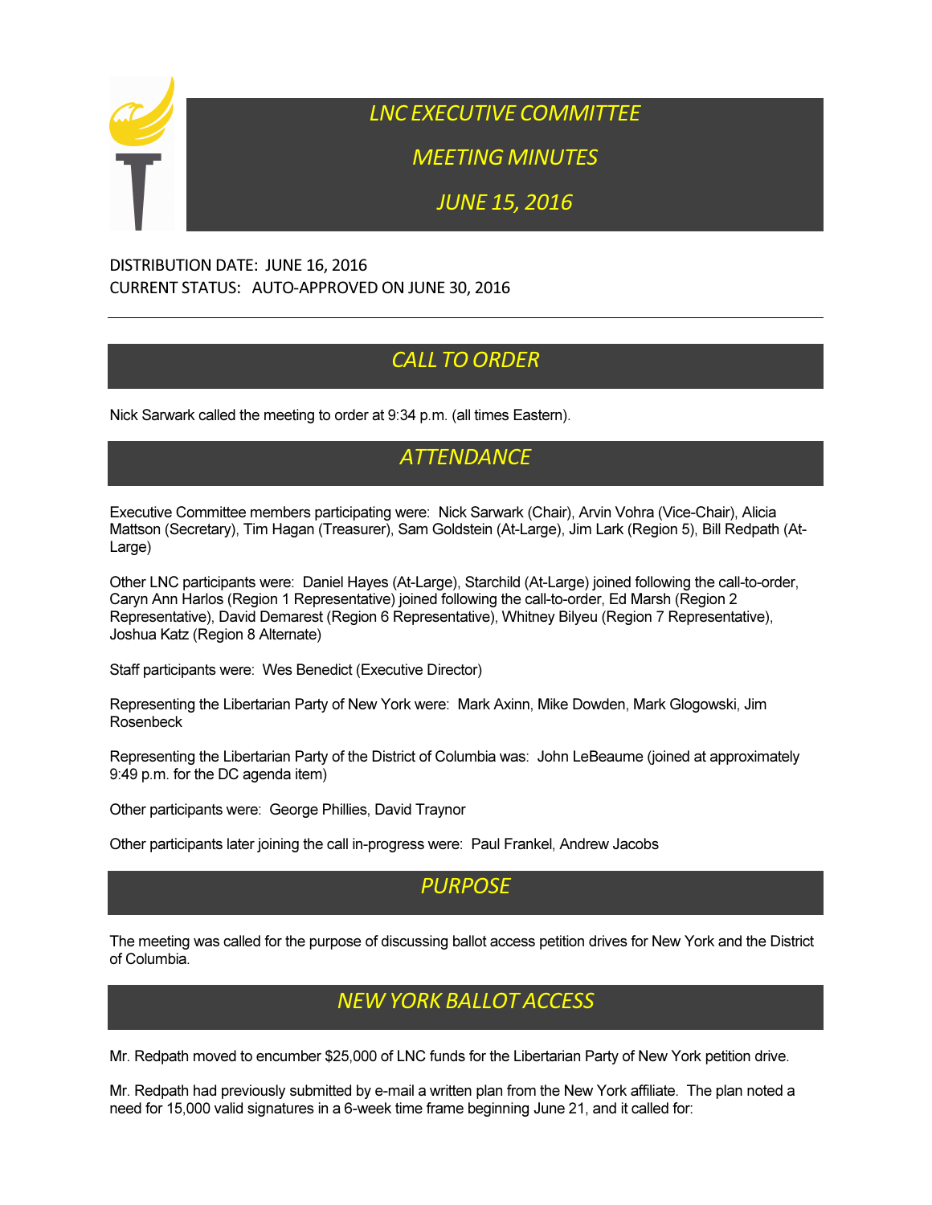# LNC EXECUTIVE COMMITTEE

# MEETING MINUTES

# JUNE 15, 2016

DISTRIBUTION DATE: JUNE 16, 2016
CURRENT STATUS: AUTO-APPROVED ON JUNE 30, 2016

---

## CALL TO ORDER

Nick Sarwark called the meeting to order at 9:34 p.m. (all times Eastern).

## ATTENDANCE

Executive Committee members participating were: Nick Sarwark (Chair), Arvin Vohra (Vice-Chair), Alicia Mattson (Secretary), Tim Hagan (Treasurer), Sam Goldstein (At-Large), Jim Lark (Region 5), Bill Redpath (At-Large)

Other LNC participants were: Daniel Hayes (At-Large), Starchild (At-Large) joined following the call-to-order, Caryn Ann Harlos (Region 1 Representative) joined following the call-to-order, Ed Marsh (Region 2 Representative), David Demarest (Region 6 Representative), Whitney Bilyeu (Region 7 Representative), Joshua Katz (Region 8 Alternate)

Staff participants were: Wes Benedict (Executive Director)

Representing the Libertarian Party of New York were: Mark Axinn, Mike Dowden, Mark Glogowski, Jim Rosenbeck

Representing the Libertarian Party of the District of Columbia was: John LeBeaume (joined at approximately 9:49 p.m. for the DC agenda item)

Other participants were: George Phillies, David Traynor

Other participants later joining the call in-progress were: Paul Frankel, Andrew Jacobs

## PURPOSE

The meeting was called for the purpose of discussing ballot access petition drives for New York and the District of Columbia.

## NEW YORK BALLOT ACCESS

Mr. Redpath moved to encumber $25,000 of LNC funds for the Libertarian Party of New York petition drive.

Mr. Redpath had previously submitted by e-mail a written plan from the New York affiliate. The plan noted a need for 15,000 valid signatures in a 6-week time frame beginning June 21, and it called for: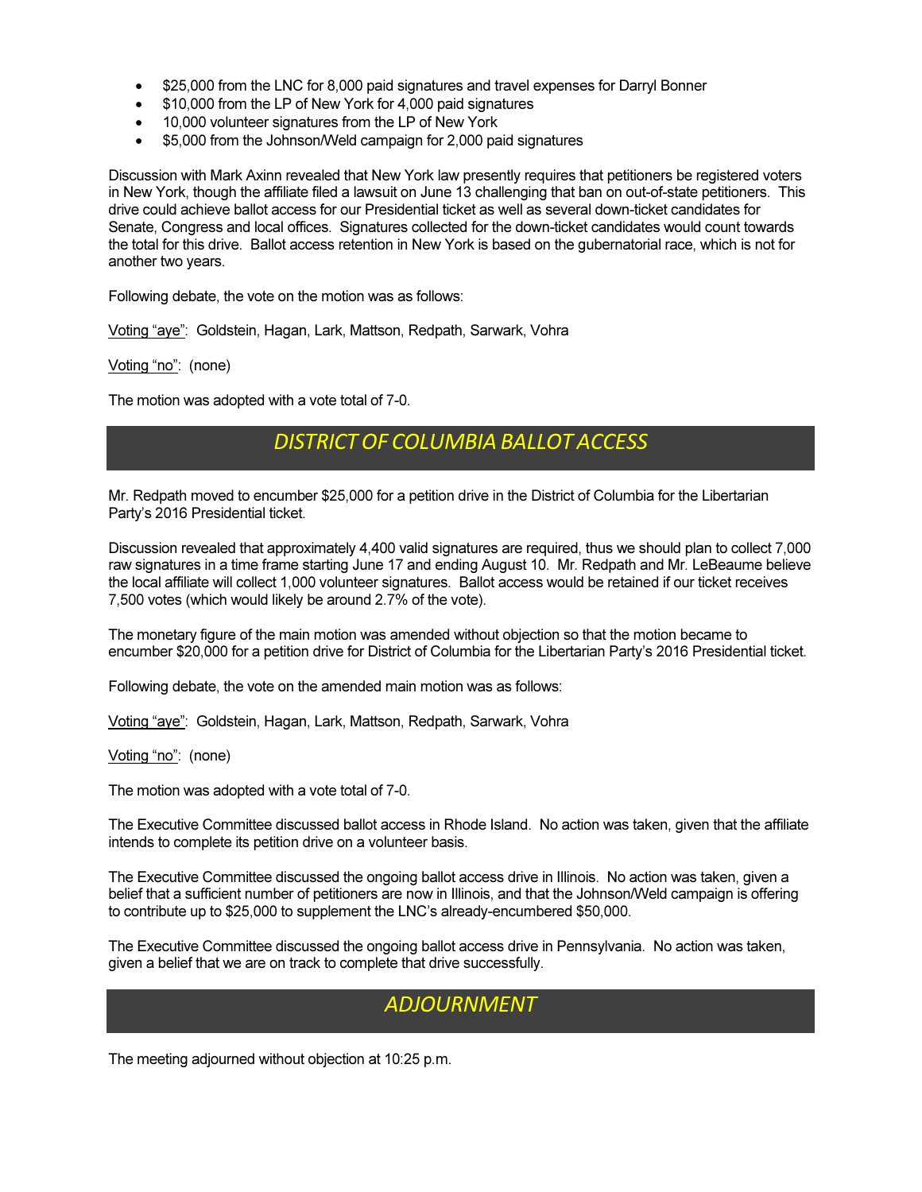- $25,000 from the LNC for 8,000 paid signatures and travel expenses for Darryl Bonner
- $10,000 from the LP of New York for 4,000 paid signatures
- 10,000 volunteer signatures from the LP of New York
- $5,000 from the Johnson/Weld campaign for 2,000 paid signatures

Discussion with Mark Axinn revealed that New York law presently requires that petitioners be registered voters in New York, though the affiliate filed a lawsuit on June 13 challenging that ban on out-of-state petitioners. This drive could achieve ballot access for our Presidential ticket as well as several down-ticket candidates for Senate, Congress and local offices. Signatures collected for the down-ticket candidates would count towards the total for this drive. Ballot access retention in New York is based on the gubernatorial race, which is not for another two years.

Following debate, the vote on the motion was as follows:

Voting "aye": Goldstein, Hagan, Lark, Mattson, Redpath, Sarwark, Vohra

Voting "no": (none)

The motion was adopted with a vote total of 7-0.

## *DISTRICT OF COLUMBIA BALLOT ACCESS*

Mr. Redpath moved to encumber $25,000 for a petition drive in the District of Columbia for the Libertarian Party's 2016 Presidential ticket.

Discussion revealed that approximately 4,400 valid signatures are required, thus we should plan to collect 7,000 raw signatures in a time frame starting June 17 and ending August 10. Mr. Redpath and Mr. LeBeaume believe the local affiliate will collect 1,000 volunteer signatures. Ballot access would be retained if our ticket receives 7,500 votes (which would likely be around 2.7% of the vote).

The monetary figure of the main motion was amended without objection so that the motion became to encumber $20,000 for a petition drive for District of Columbia for the Libertarian Party's 2016 Presidential ticket.

Following debate, the vote on the amended main motion was as follows:

Voting "aye": Goldstein, Hagan, Lark, Mattson, Redpath, Sarwark, Vohra

Voting "no": (none)

The motion was adopted with a vote total of 7-0.

The Executive Committee discussed ballot access in Rhode Island. No action was taken, given that the affiliate intends to complete its petition drive on a volunteer basis.

The Executive Committee discussed the ongoing ballot access drive in Illinois. No action was taken, given a belief that a sufficient number of petitioners are now in Illinois, and that the Johnson/Weld campaign is offering to contribute up to $25,000 to supplement the LNC's already-encumbered $50,000.

The Executive Committee discussed the ongoing ballot access drive in Pennsylvania. No action was taken, given a belief that we are on track to complete that drive successfully.

## *ADJOURNMENT*

The meeting adjourned without objection at 10:25 p.m.